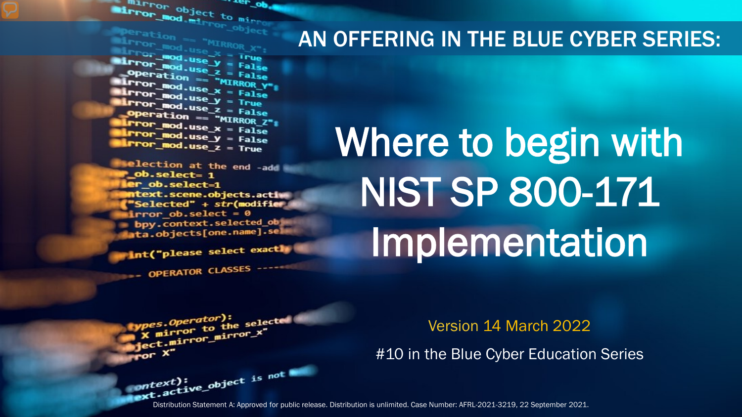AN OFFERING IN THE BLUE CYBER SERIES:

# Where to begin with NIST SP 800-171 Implementation

Version 14 March 2022

#10 in the Blue Cyber Education Series

Distribution Statement A: Approved for public release. Distribution is unlimited. Case Number: AFRL-2021-3219, 22 September 2021.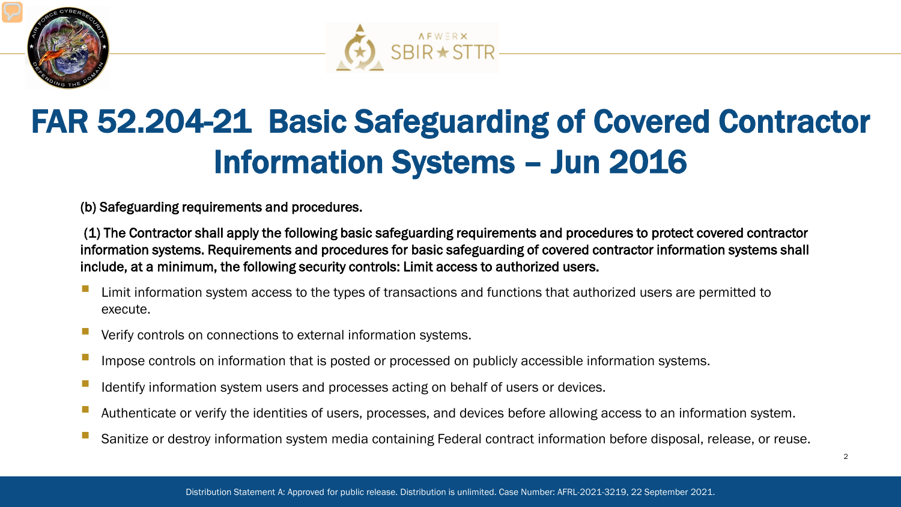# FAR 52.204-21 Basic Safeguarding of Covered Contractor Information Systems – Jun 2016

**(b) Safeguarding requirements and procedures.**

**(1) The Contractor shall apply the following basic safeguarding requirements and procedures to protect covered contractor information systems. Requirements and procedures for basic safeguarding of covered contractor information systems shall include, at a minimum, the following security controls: Limit access to authorized users.**

- Limit information system access to the types of transactions and functions that authorized users are permitted to execute.
- Verify controls on connections to external information systems.
- Impose controls on information that is posted or processed on publicly accessible information systems.
- Identify information system users and processes acting on behalf of users or devices.
- Authenticate or verify the identities of users, processes, and devices before allowing access to an information system.
- Sanitize or destroy information system media containing Federal contract information before disposal, release, or reuse.

Distribution Statement A: Approved for public release. Distribution is unlimited. Case Number: AFRL-2021-3219, 22 September 2021.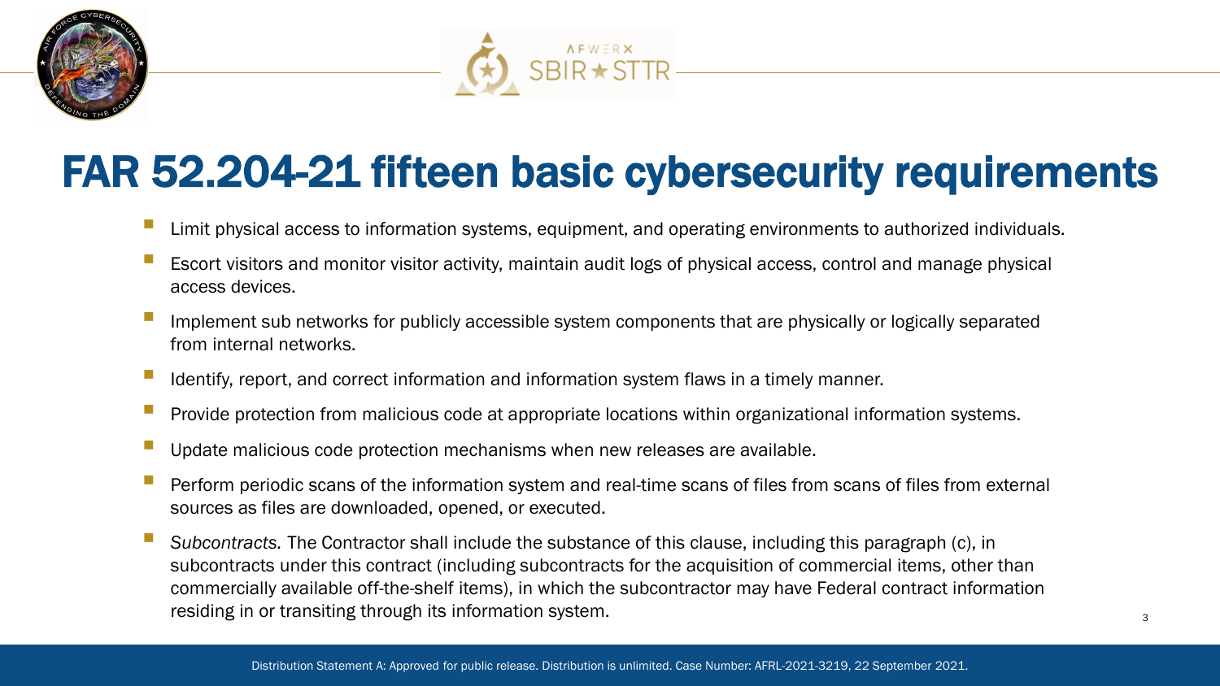# FAR 52.204-21 fifteen basic cybersecurity requirements

- Limit physical access to information systems, equipment, and operating environments to authorized individuals.
- Escort visitors and monitor visitor activity, maintain audit logs of physical access, control and manage physical access devices.
- Implement sub networks for publicly accessible system components that are physically or logically separated from internal networks.
- Identify, report, and correct information and information system flaws in a timely manner.
- Provide protection from malicious code at appropriate locations within organizational information systems.
- Update malicious code protection mechanisms when new releases are available.
- Perform periodic scans of the information system and real-time scans of files from scans of files from external sources as files are downloaded, opened, or executed.
- *Subcontracts.* The Contractor shall include the substance of this clause, including this paragraph (c), in subcontracts under this contract (including subcontracts for the acquisition of commercial items, other than commercially available off-the-shelf items), in which the subcontractor may have Federal contract information residing in or transiting through its information system.

Distribution Statement A: Approved for public release. Distribution is unlimited. Case Number: AFRL-2021-3219, 22 September 2021.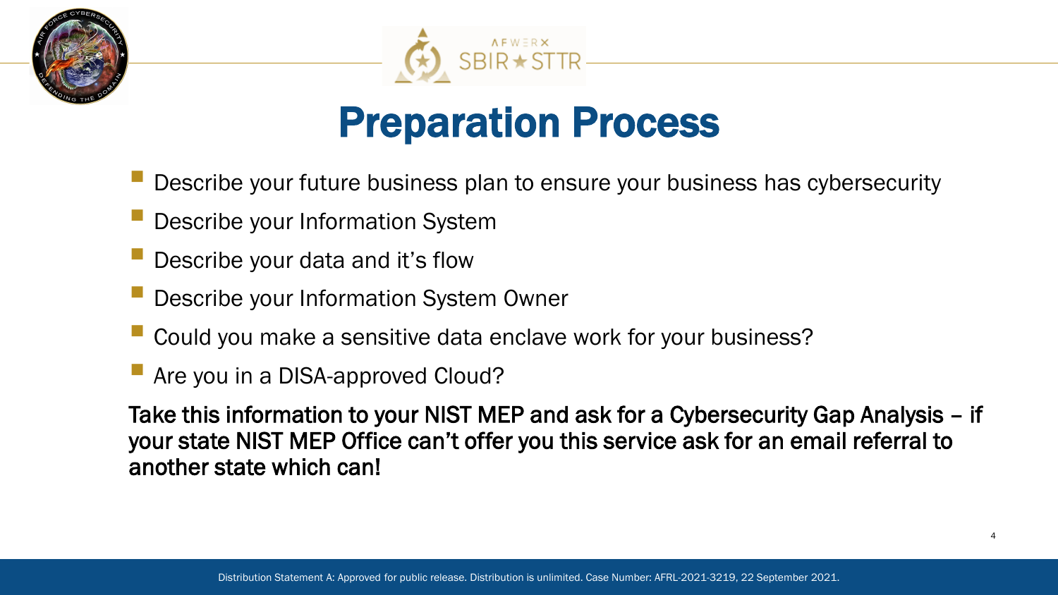# Preparation Process

- Describe your future business plan to ensure your business has cybersecurity
- Describe your Information System
- Describe your data and it's flow
- Describe your Information System Owner
- Could you make a sensitive data enclave work for your business?
- Are you in a DISA-approved Cloud?

Take this information to your NIST MEP and ask for a Cybersecurity Gap Analysis – if your state NIST MEP Office can't offer you this service ask for an email referral to another state which can!

Distribution Statement A: Approved for public release. Distribution is unlimited. Case Number: AFRL-2021-3219, 22 September 2021.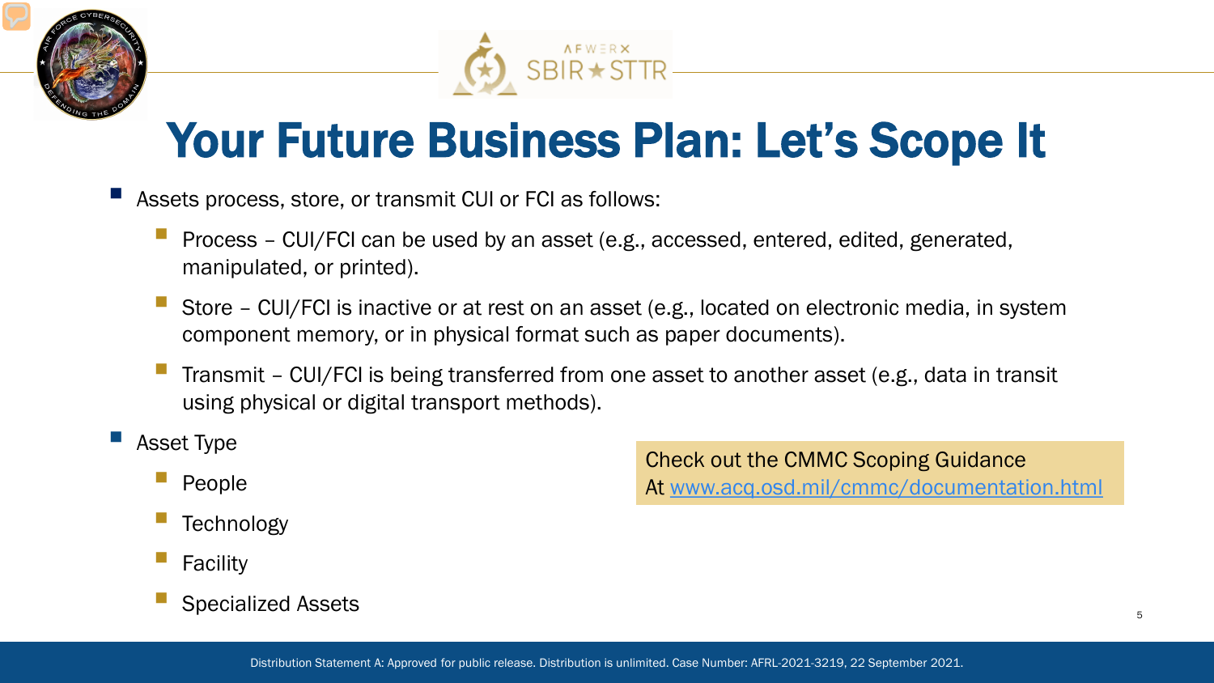# Your Future Business Plan: Let's Scope It

- Assets process, store, or transmit CUI or FCI as follows:
  - Process – CUI/FCI can be used by an asset (e.g., accessed, entered, edited, generated, manipulated, or printed).
  - Store – CUI/FCI is inactive or at rest on an asset (e.g., located on electronic media, in system component memory, or in physical format such as paper documents).
  - Transmit – CUI/FCI is being transferred from one asset to another asset (e.g., data in transit using physical or digital transport methods).
- Asset Type
  - People
  - Technology
  - Facility
  - Specialized Assets

Check out the CMMC Scoping Guidance
At www.acq.osd.mil/cmmc/documentation.html

Distribution Statement A: Approved for public release. Distribution is unlimited. Case Number: AFRL-2021-3219, 22 September 2021.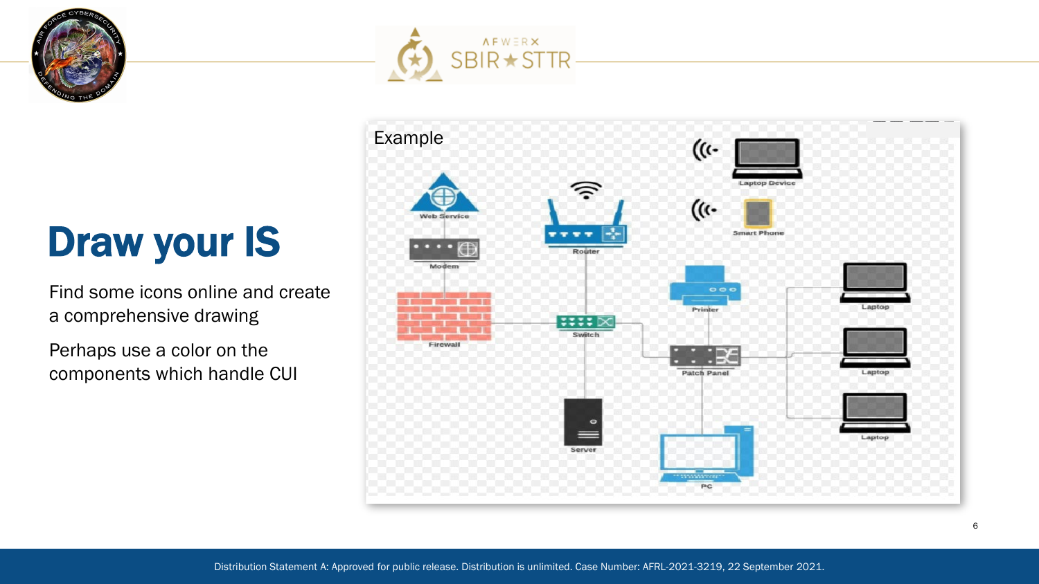# Draw your IS

Find some icons online and create a comprehensive drawing

Perhaps use a color on the components which handle CUI

Example

Web Service

Modem

Firewall

Router

Switch

Server

Laptop Device

Smart Phone

Printer

Patch Panel

PC

Laptop

Laptop

Laptop

Distribution Statement A: Approved for public release. Distribution is unlimited. Case Number: AFRL-2021-3219, 22 September 2021.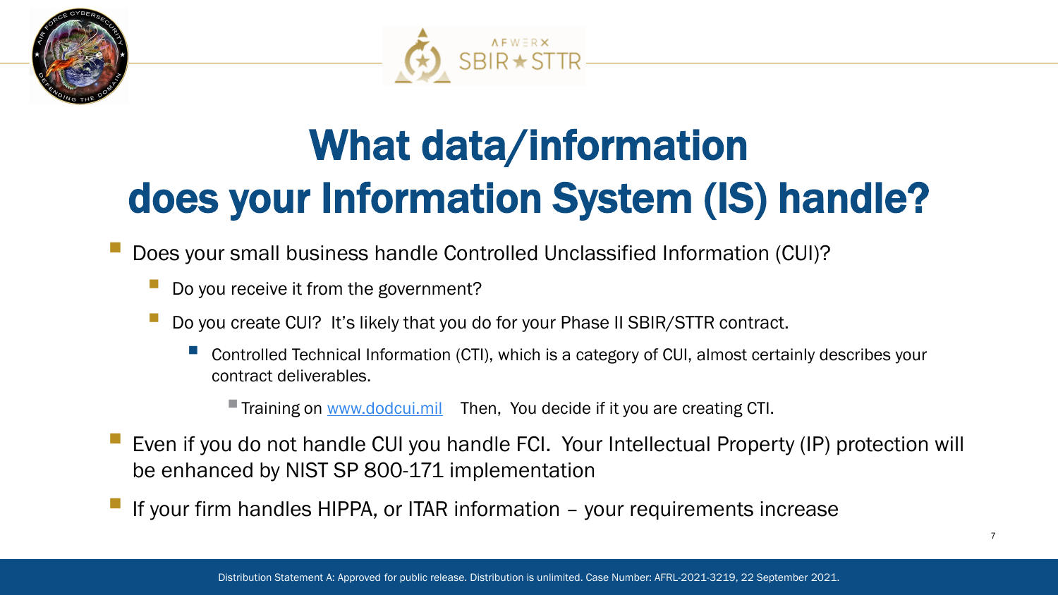# What data/information does your Information System (IS) handle?

- Does your small business handle Controlled Unclassified Information (CUI)?
  - Do you receive it from the government?
  - Do you create CUI? It's likely that you do for your Phase II SBIR/STTR contract.
    - Controlled Technical Information (CTI), which is a category of CUI, almost certainly describes your contract deliverables.
      - Training on [www.dodcui.mil](www.dodcui.mil) Then, You decide if it you are creating CTI.
- Even if you do not handle CUI you handle FCI. Your Intellectual Property (IP) protection will be enhanced by NIST SP 800-171 implementation
- If your firm handles HIPPA, or ITAR information – your requirements increase

Distribution Statement A: Approved for public release. Distribution is unlimited. Case Number: AFRL-2021-3219, 22 September 2021.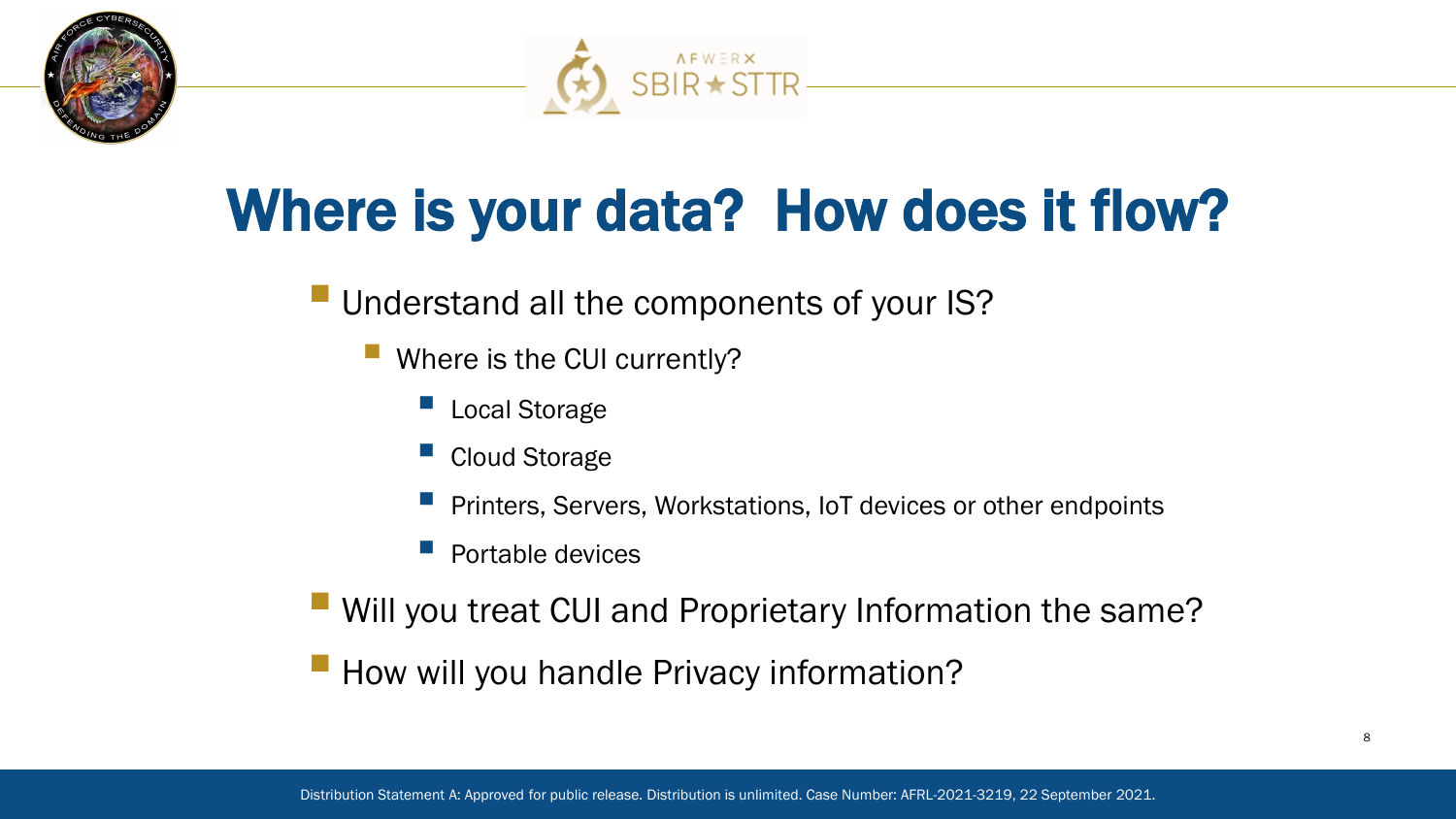# Where is your data? How does it flow?

- Understand all the components of your IS?
  - Where is the CUI currently?
    - Local Storage
    - Cloud Storage
    - Printers, Servers, Workstations, IoT devices or other endpoints
    - Portable devices
- Will you treat CUI and Proprietary Information the same?
- How will you handle Privacy information?

Distribution Statement A: Approved for public release. Distribution is unlimited. Case Number: AFRL-2021-3219, 22 September 2021.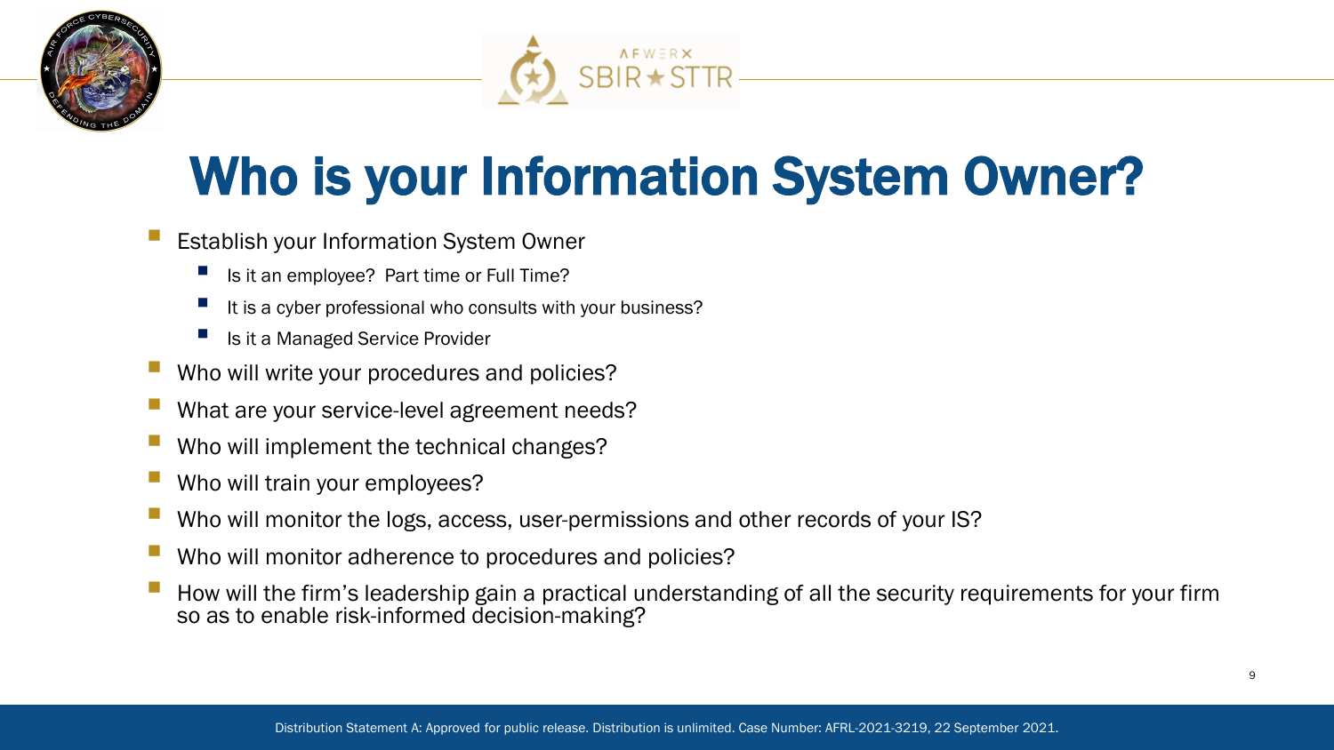# Who is your Information System Owner?

- Establish your Information System Owner
  - Is it an employee? Part time or Full Time?
  - It is a cyber professional who consults with your business?
  - Is it a Managed Service Provider
- Who will write your procedures and policies?
- What are your service-level agreement needs?
- Who will implement the technical changes?
- Who will train your employees?
- Who will monitor the logs, access, user-permissions and other records of your IS?
- Who will monitor adherence to procedures and policies?
- How will the firm's leadership gain a practical understanding of all the security requirements for your firm so as to enable risk-informed decision-making?

Distribution Statement A: Approved for public release. Distribution is unlimited. Case Number: AFRL-2021-3219, 22 September 2021.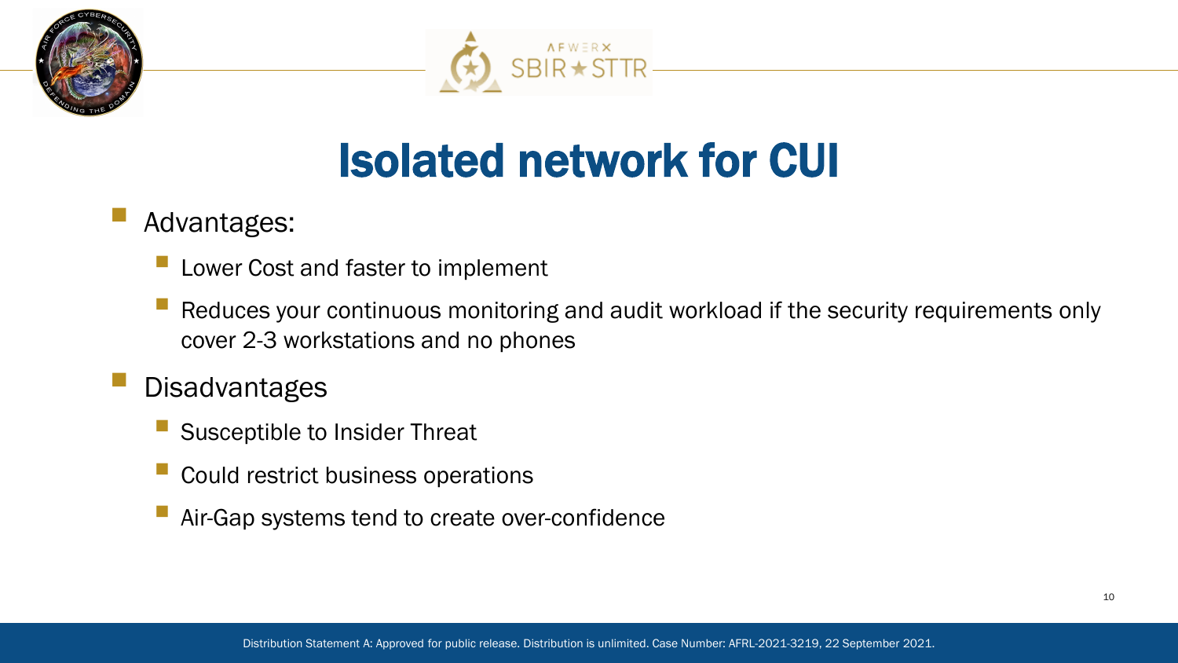# Isolated network for CUI

- Advantages:
  - Lower Cost and faster to implement
  - Reduces your continuous monitoring and audit workload if the security requirements only cover 2-3 workstations and no phones
- Disadvantages
  - Susceptible to Insider Threat
  - Could restrict business operations
  - Air-Gap systems tend to create over-confidence

Distribution Statement A: Approved for public release. Distribution is unlimited. Case Number: AFRL-2021-3219, 22 September 2021.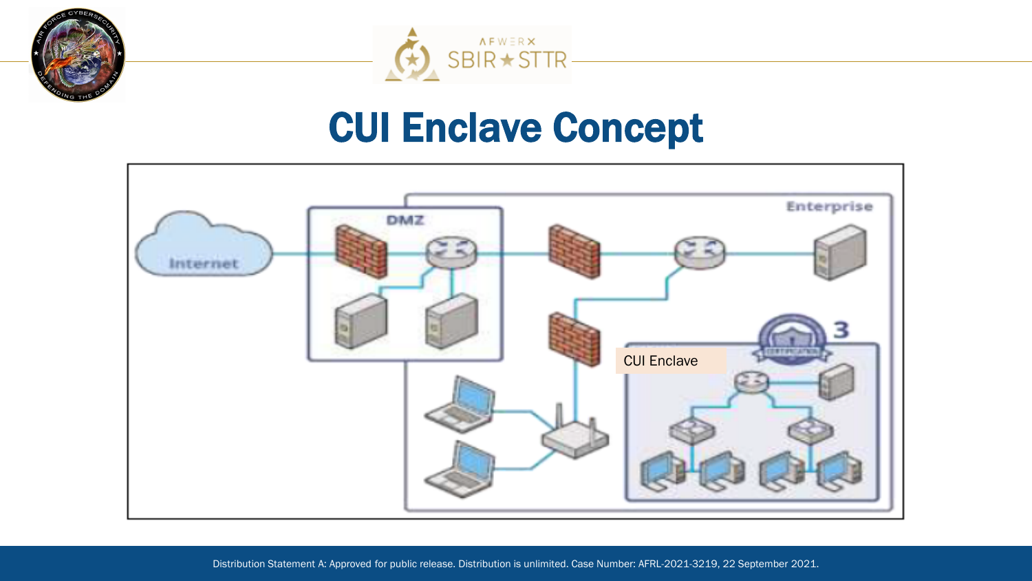# CUI Enclave Concept

Internet

DMZ

Enterprise

CUI Enclave

3

Distribution Statement A: Approved for public release. Distribution is unlimited. Case Number: AFRL-2021-3219, 22 September 2021.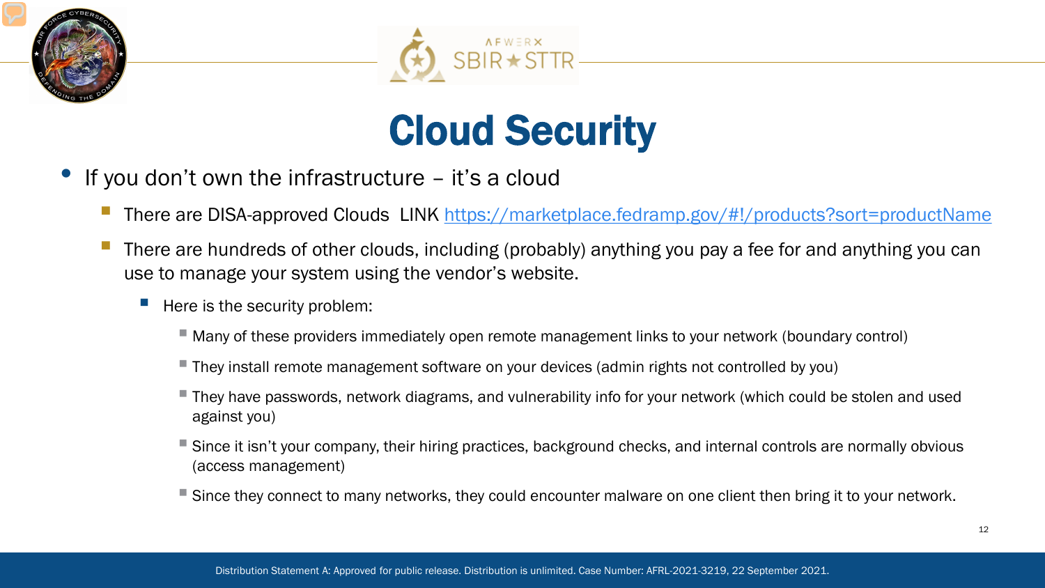# Cloud Security

- If you don't own the infrastructure – it's a cloud
  - There are DISA-approved Clouds LINK https://marketplace.fedramp.gov/#!/products?sort=productName
  - There are hundreds of other clouds, including (probably) anything you pay a fee for and anything you can use to manage your system using the vendor's website.
    - Here is the security problem:
      - Many of these providers immediately open remote management links to your network (boundary control)
      - They install remote management software on your devices (admin rights not controlled by you)
      - They have passwords, network diagrams, and vulnerability info for your network (which could be stolen and used against you)
      - Since it isn't your company, their hiring practices, background checks, and internal controls are normally obvious (access management)
      - Since they connect to many networks, they could encounter malware on one client then bring it to your network.

Distribution Statement A: Approved for public release. Distribution is unlimited. Case Number: AFRL-2021-3219, 22 September 2021.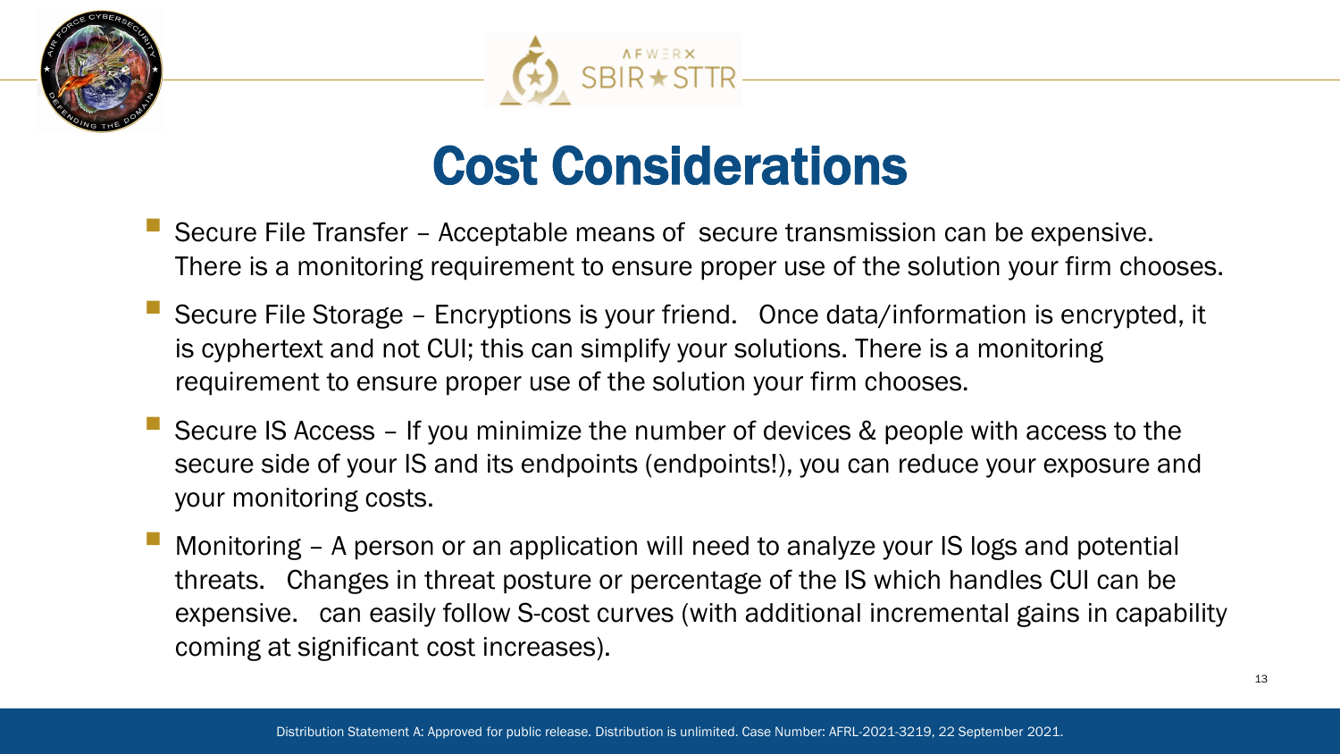# Cost Considerations

- Secure File Transfer – Acceptable means of  secure transmission can be expensive. There is a monitoring requirement to ensure proper use of the solution your firm chooses.
- Secure File Storage – Encryptions is your friend.   Once data/information is encrypted, it is cyphertext and not CUI; this can simplify your solutions. There is a monitoring requirement to ensure proper use of the solution your firm chooses.
- Secure IS Access – If you minimize the number of devices & people with access to the secure side of your IS and its endpoints (endpoints!), you can reduce your exposure and your monitoring costs.
- Monitoring – A person or an application will need to analyze your IS logs and potential threats.   Changes in threat posture or percentage of the IS which handles CUI can be expensive.   can easily follow S-cost curves (with additional incremental gains in capability coming at significant cost increases).

Distribution Statement A: Approved for public release. Distribution is unlimited. Case Number: AFRL-2021-3219, 22 September 2021.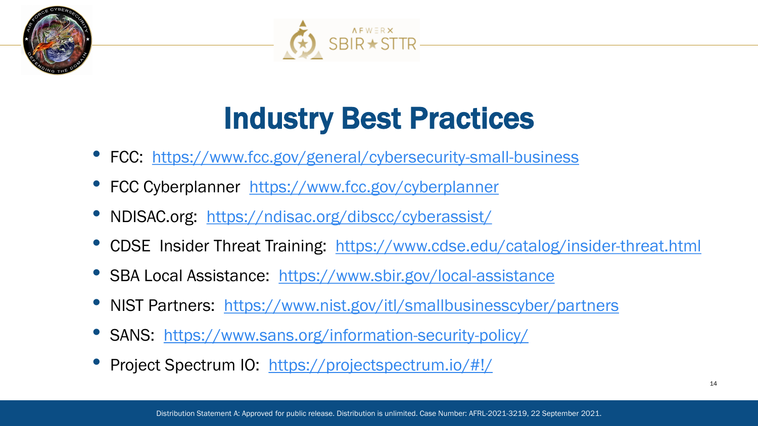# Industry Best Practices

- FCC: https://www.fcc.gov/general/cybersecurity-small-business
- FCC Cyberplanner https://www.fcc.gov/cyberplanner
- NDISAC.org: https://ndisac.org/dibscc/cyberassist/
- CDSE Insider Threat Training: https://www.cdse.edu/catalog/insider-threat.html
- SBA Local Assistance: https://www.sbir.gov/local-assistance
- NIST Partners: https://www.nist.gov/itl/smallbusinesscyber/partners
- SANS: https://www.sans.org/information-security-policy/
- Project Spectrum IO: https://projectspectrum.io/#!/

Distribution Statement A: Approved for public release. Distribution is unlimited. Case Number: AFRL-2021-3219, 22 September 2021.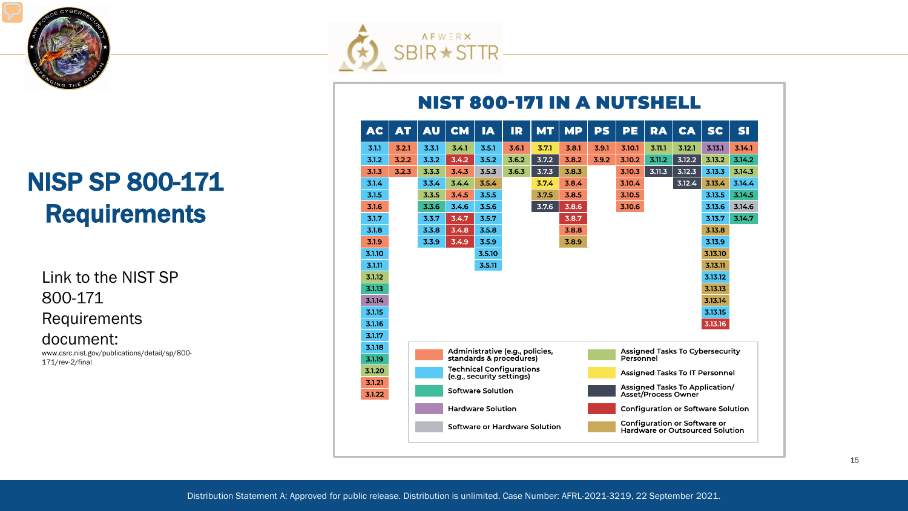# NISP SP 800-171 Requirements

Link to the NIST SP 800-171 Requirements document:

www.csrc.nist.gov/publications/detail/sp/800-171/rev-2/final

## NIST 800-171 IN A NUTSHELL

| AC | AT | AU | CM | IA | IR | MT | MP | PS | PE | RA | CA | SC | SI |
|---|---|---|---|---|---|---|---|---|---|---|---|---|---|
| 3.1.1 | 3.2.1 | 3.3.1 | 3.4.1 | 3.5.1 | 3.6.1 | 3.7.1 | 3.8.1 | 3.9.1 | 3.10.1 | 3.11.1 | 3.12.1 | 3.13.1 | 3.14.1 |
| 3.1.2 | 3.2.2 | 3.3.2 | 3.4.2 | 3.5.2 | 3.6.2 | 3.7.2 | 3.8.2 | 3.9.2 | 3.10.2 | 3.11.2 | 3.12.2 | 3.13.2 | 3.14.2 |
| 3.1.3 | 3.2.3 | 3.3.3 | 3.4.3 | 3.5.3 | 3.6.3 | 3.7.3 | 3.8.3 | | 3.10.3 | 3.11.3 | 3.12.3 | 3.13.3 | 3.14.3 |
| 3.1.4 | | 3.3.4 | 3.4.4 | 3.5.4 | | 3.7.4 | 3.8.4 | | 3.10.4 | | 3.12.4 | 3.13.4 | 3.14.4 |
| 3.1.5 | | 3.3.5 | 3.4.5 | 3.5.5 | | 3.7.5 | 3.8.5 | | 3.10.5 | | | 3.13.5 | 3.14.5 |
| 3.1.6 | | 3.3.6 | 3.4.6 | 3.5.6 | | 3.7.6 | 3.8.6 | | 3.10.6 | | | 3.13.6 | 3.14.6 |
| 3.1.7 | | 3.3.7 | 3.4.7 | 3.5.7 | | | 3.8.7 | | | | | 3.13.7 | 3.14.7 |
| 3.1.8 | | 3.3.8 | 3.4.8 | 3.5.8 | | | 3.8.8 | | | | | 3.13.8 | |
| 3.1.9 | | 3.3.9 | 3.4.9 | 3.5.9 | | | 3.8.9 | | | | | 3.13.9 | |
| 3.1.10 | | | | 3.5.10 | | | | | | | | 3.13.10 | |
| 3.1.11 | | | | 3.5.11 | | | | | | | | 3.13.11 | |
| 3.1.12 | | | | | | | | | | | | 3.13.12 | |
| 3.1.13 | | | | | | | | | | | | 3.13.13 | |
| 3.1.14 | | | | | | | | | | | | 3.13.14 | |
| 3.1.15 | | | | | | | | | | | | 3.13.15 | |
| 3.1.16 | | | | | | | | | | | | 3.13.16 | |
| 3.1.17 | | | | | | | | | | | | | |
| 3.1.18 | | | | | | | | | | | | | |
| 3.1.19 | | | | | | | | | | | | | |
| 3.1.20 | | | | | | | | | | | | | |
| 3.1.21 | | | | | | | | | | | | | |
| 3.1.22 | | | | | | | | | | | | | |

Legend:

- Administrative (e.g., policies, standards & procedures)
- Technical Configurations (e.g., security settings)
- Software Solution
- Hardware Solution
- Software or Hardware Solution
- Assigned Tasks To Cybersecurity Personnel
- Assigned Tasks To IT Personnel
- Assigned Tasks To Application/ Asset/Process Owner
- Configuration or Software Solution
- Configuration or Software or Hardware or Outsourced Solution

Distribution Statement A: Approved for public release. Distribution is unlimited. Case Number: AFRL-2021-3219, 22 September 2021.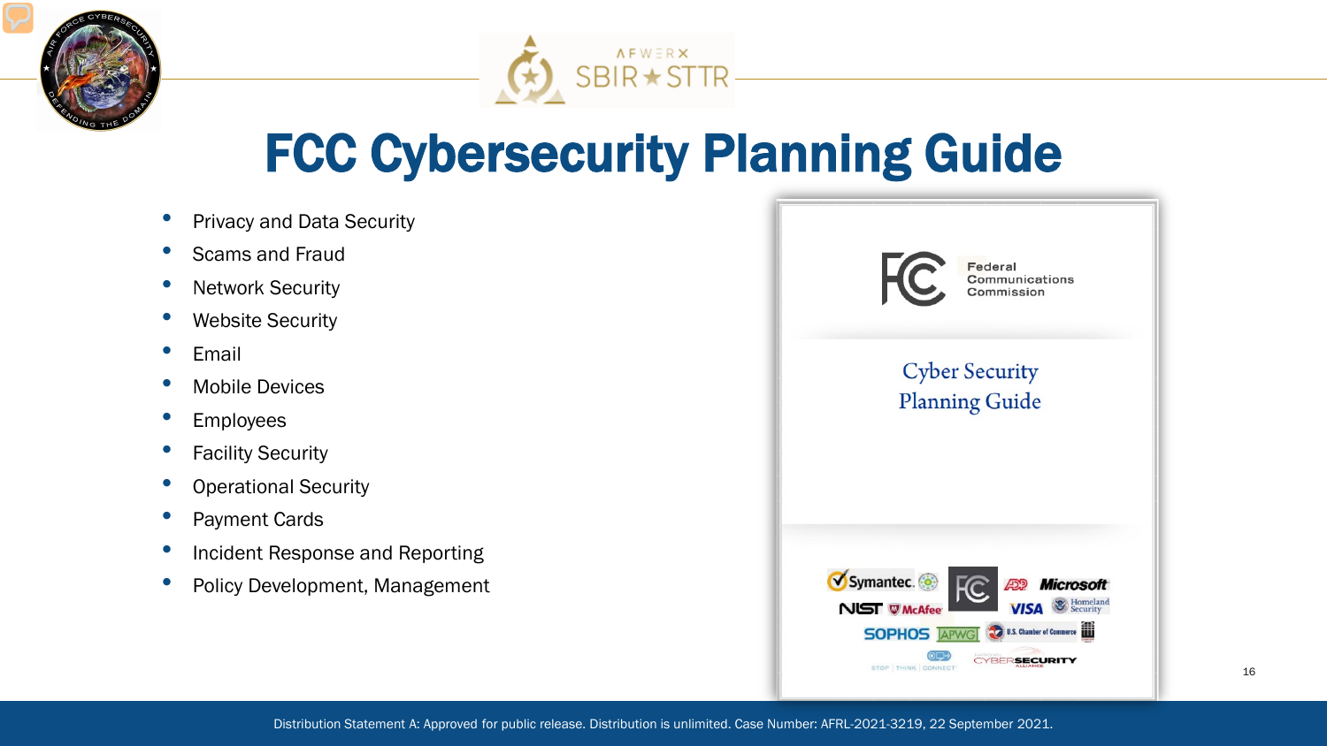# FCC Cybersecurity Planning Guide

- Privacy and Data Security
- Scams and Fraud
- Network Security
- Website Security
- Email
- Mobile Devices
- Employees
- Facility Security
- Operational Security
- Payment Cards
- Incident Response and Reporting
- Policy Development, Management

Distribution Statement A: Approved for public release. Distribution is unlimited. Case Number: AFRL-2021-3219, 22 September 2021.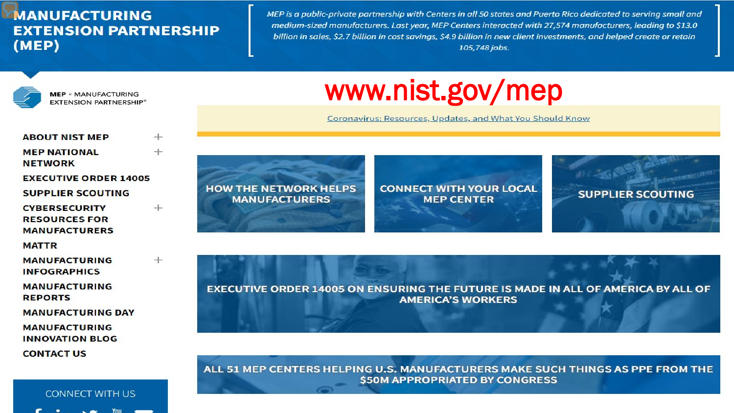# MANUFACTURING EXTENSION PARTNERSHIP (MEP)

*MEP is a public-private partnership with Centers in all 50 states and Puerto Rico dedicated to serving small and medium-sized manufacturers. Last year, MEP Centers interacted with 27,574 manufacturers, leading to $13.0 billion in sales, $2.7 billion in cost savings, $4.9 billion in new client investments, and helped create or retain 105,748 jobs.*

MEP • MANUFACTURING EXTENSION PARTNERSHIP®

## www.nist.gov/mep

Coronavirus: Resources, Updates, and What You Should Know

- ABOUT NIST MEP
- MEP NATIONAL NETWORK
- EXECUTIVE ORDER 14005
- SUPPLIER SCOUTING
- CYBERSECURITY RESOURCES FOR MANUFACTURERS
- MATTR
- MANUFACTURING INFOGRAPHICS
- MANUFACTURING REPORTS
- MANUFACTURING DAY
- MANUFACTURING INNOVATION BLOG
- CONTACT US

CONNECT WITH US

HOW THE NETWORK HELPS MANUFACTURERS

CONNECT WITH YOUR LOCAL MEP CENTER

SUPPLIER SCOUTING

EXECUTIVE ORDER 14005 ON ENSURING THE FUTURE IS MADE IN ALL OF AMERICA BY ALL OF AMERICA'S WORKERS

ALL 51 MEP CENTERS HELPING U.S. MANUFACTURERS MAKE SUCH THINGS AS PPE FROM THE $50M APPROPRIATED BY CONGRESS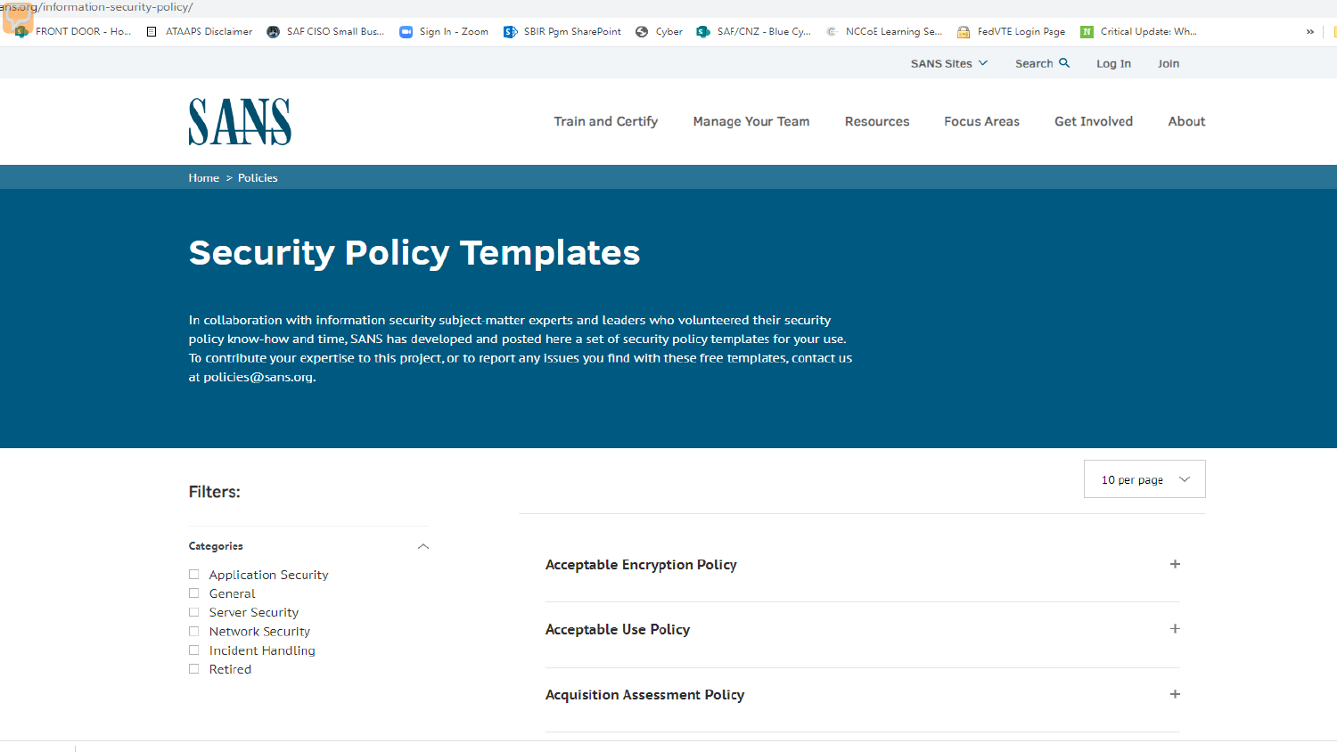ans.org/information-security-policy/

FRONT DOOR - Ho... ATAAPS Disclaimer SAF CISO Small Bus... Sign In - Zoom SBIR Pgm SharePoint Cyber SAF/CNZ - Blue Cy... NCCoE Learning Se... FedVTE Login Page Critical Update: Wh...

SANS Sites Search Log In Join

SANS

Train and Certify Manage Your Team Resources Focus Areas Get Involved About

Home > Policies

# Security Policy Templates

In collaboration with information security subject-matter experts and leaders who volunteered their security policy know-how and time, SANS has developed and posted here a set of security policy templates for your use. To contribute your expertise to this project, or to report any issues you find with these free templates, contact us at policies@sans.org.

10 per page

**Filters:**

**Categories**

- Application Security
- General
- Server Security
- Network Security
- Incident Handling
- Retired

**Acceptable Encryption Policy** +

**Acceptable Use Policy** +

**Acquisition Assessment Policy** +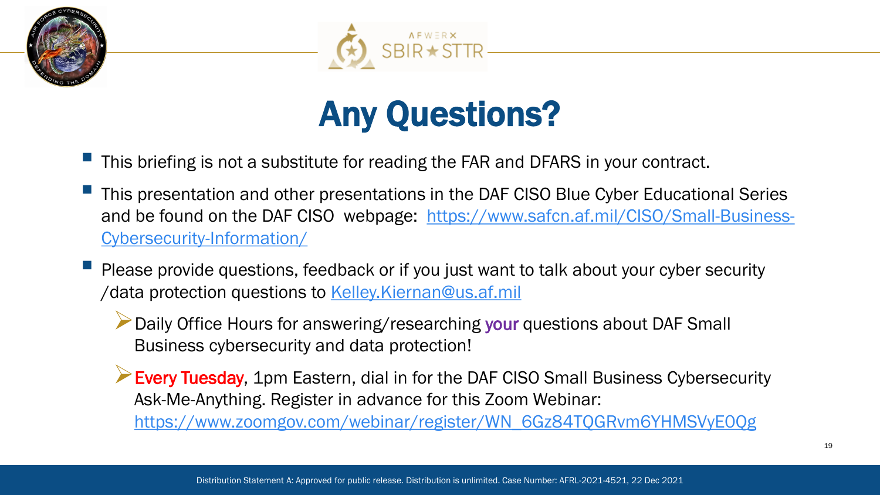# Any Questions?

- This briefing is not a substitute for reading the FAR and DFARS in your contract.
- This presentation and other presentations in the DAF CISO Blue Cyber Educational Series and be found on the DAF CISO webpage: https://www.safcn.af.mil/CISO/Small-Business-Cybersecurity-Information/
- Please provide questions, feedback or if you just want to talk about your cyber security /data protection questions to Kelley.Kiernan@us.af.mil
  - Daily Office Hours for answering/researching **your** questions about DAF Small Business cybersecurity and data protection!
  - **Every Tuesday**, 1pm Eastern, dial in for the DAF CISO Small Business Cybersecurity Ask-Me-Anything. Register in advance for this Zoom Webinar: https://www.zoomgov.com/webinar/register/WN_6Gz84TQGRvm6YHMSVyE0Qg

Distribution Statement A: Approved for public release. Distribution is unlimited. Case Number: AFRL-2021-4521, 22 Dec 2021